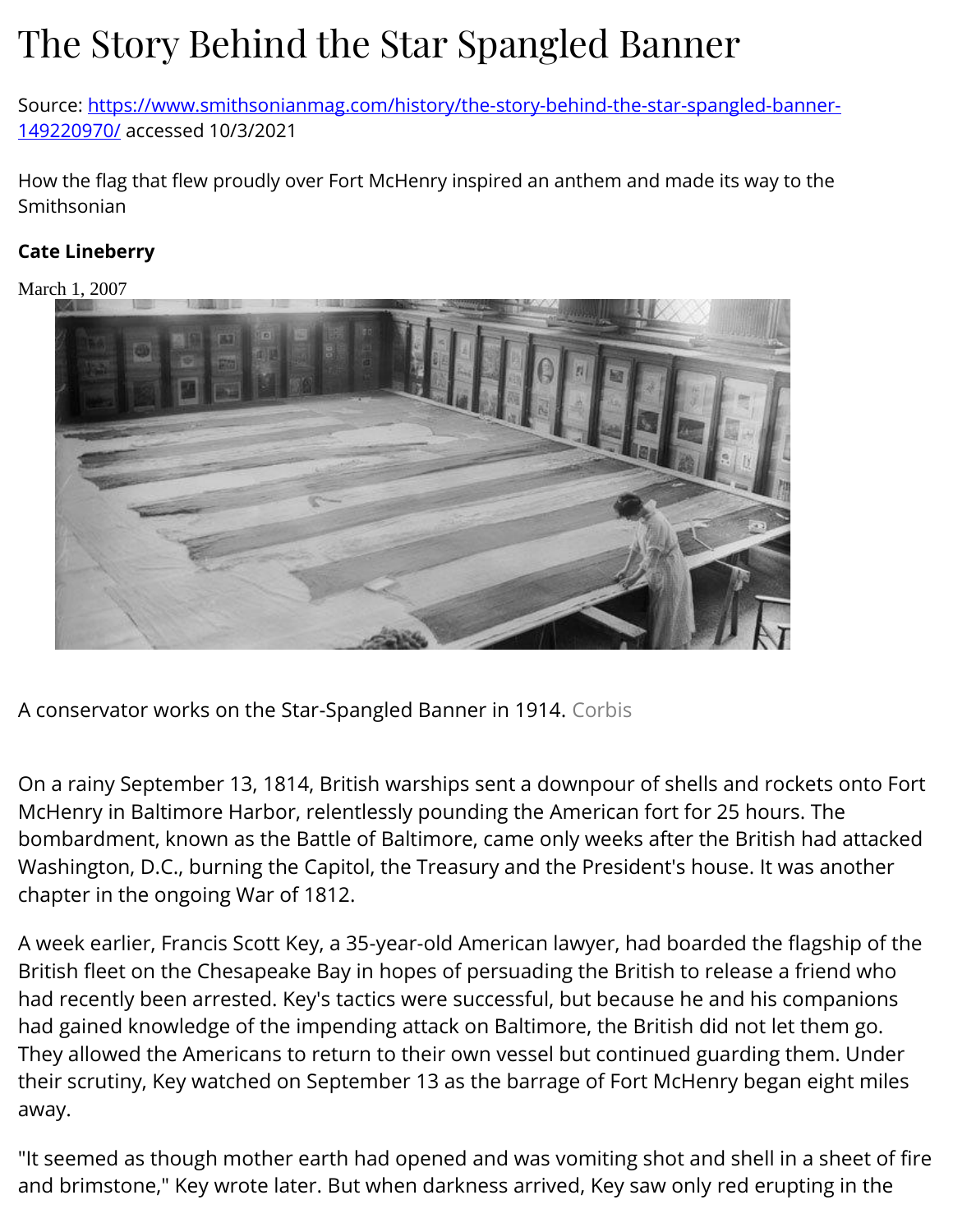# The Story Behind the Star Spangled Banner

Source: [https://www.smithsonianmag.com/history/the-story-behind-the-star-spangled-banner-149220970/](https://www.smithsonianmag.com/history/the-story-behind-the-star-spangled-banner-149220970/) accessed 10/3/2021

How the flag that flew proudly over Fort McHenry inspired an anthem and made its way to the Smithsonian

**Cate Lineberry**

March 1, 2007

A conservator works on the Star-Spangled Banner in 1914. Corbis

On a rainy September 13, 1814, British warships sent a downpour of shells and rockets onto Fort McHenry in Baltimore Harbor, relentlessly pounding the American fort for 25 hours. The bombardment, known as the Battle of Baltimore, came only weeks after the British had attacked Washington, D.C., burning the Capitol, the Treasury and the President's house. It was another chapter in the ongoing War of 1812.

A week earlier, Francis Scott Key, a 35-year-old American lawyer, had boarded the flagship of the British fleet on the Chesapeake Bay in hopes of persuading the British to release a friend who had recently been arrested. Key's tactics were successful, but because he and his companions had gained knowledge of the impending attack on Baltimore, the British did not let them go. They allowed the Americans to return to their own vessel but continued guarding them. Under their scrutiny, Key watched on September 13 as the barrage of Fort McHenry began eight miles away.

"It seemed as though mother earth had opened and was vomiting shot and shell in a sheet of fire and brimstone," Key wrote later. But when darkness arrived, Key saw only red erupting in the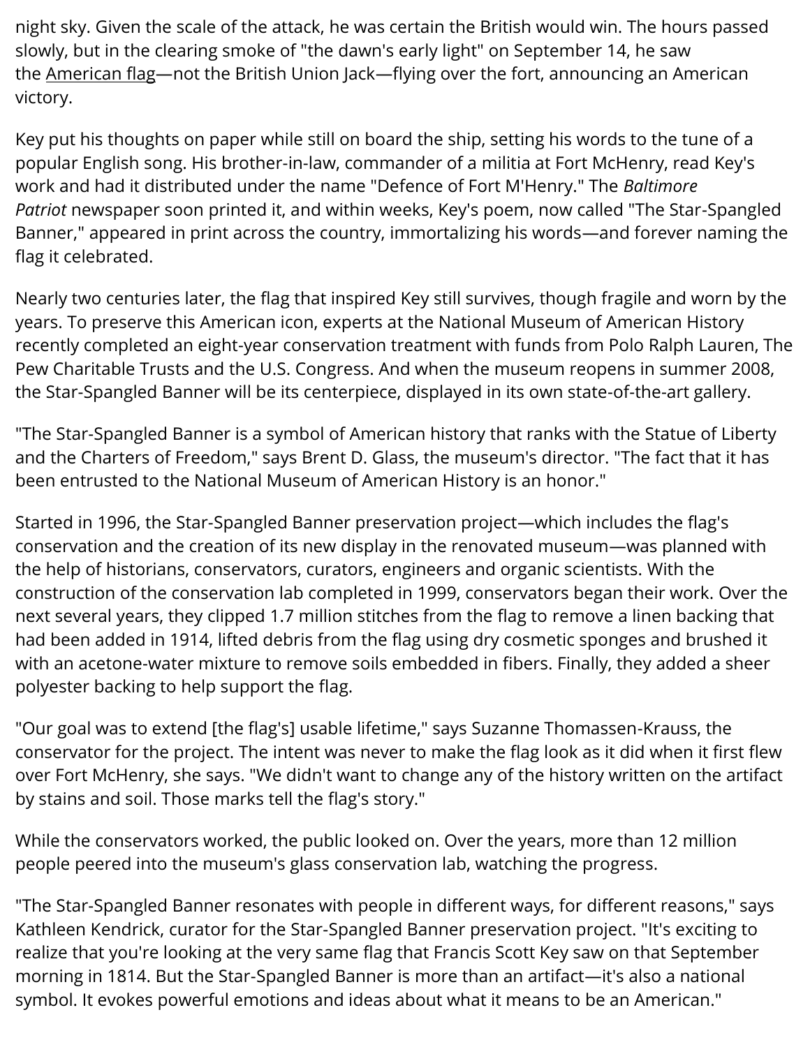night sky. Given the scale of the attack, he was certain the British would win. The hours passed slowly, but in the clearing smoke of "the dawn's early light" on September 14, he saw the American flag—not the British Union Jack—flying over the fort, announcing an American victory.

Key put his thoughts on paper while still on board the ship, setting his words to the tune of a popular English song. His brother-in-law, commander of a militia at Fort McHenry, read Key's work and had it distributed under the name "Defence of Fort M'Henry." The *Baltimore Patriot* newspaper soon printed it, and within weeks, Key's poem, now called "The Star-Spangled Banner," appeared in print across the country, immortalizing his words—and forever naming the flag it celebrated.

Nearly two centuries later, the flag that inspired Key still survives, though fragile and worn by the years. To preserve this American icon, experts at the National Museum of American History recently completed an eight-year conservation treatment with funds from Polo Ralph Lauren, The Pew Charitable Trusts and the U.S. Congress. And when the museum reopens in summer 2008, the Star-Spangled Banner will be its centerpiece, displayed in its own state-of-the-art gallery.

"The Star-Spangled Banner is a symbol of American history that ranks with the Statue of Liberty and the Charters of Freedom," says Brent D. Glass, the museum's director. "The fact that it has been entrusted to the National Museum of American History is an honor."

Started in 1996, the Star-Spangled Banner preservation project—which includes the flag's conservation and the creation of its new display in the renovated museum—was planned with the help of historians, conservators, curators, engineers and organic scientists. With the construction of the conservation lab completed in 1999, conservators began their work. Over the next several years, they clipped 1.7 million stitches from the flag to remove a linen backing that had been added in 1914, lifted debris from the flag using dry cosmetic sponges and brushed it with an acetone-water mixture to remove soils embedded in fibers. Finally, they added a sheer polyester backing to help support the flag.

"Our goal was to extend [the flag's] usable lifetime," says Suzanne Thomassen-Krauss, the conservator for the project. The intent was never to make the flag look as it did when it first flew over Fort McHenry, she says. "We didn't want to change any of the history written on the artifact by stains and soil. Those marks tell the flag's story."

While the conservators worked, the public looked on. Over the years, more than 12 million people peered into the museum's glass conservation lab, watching the progress.

"The Star-Spangled Banner resonates with people in different ways, for different reasons," says Kathleen Kendrick, curator for the Star-Spangled Banner preservation project. "It's exciting to realize that you're looking at the very same flag that Francis Scott Key saw on that September morning in 1814. But the Star-Spangled Banner is more than an artifact—it's also a national symbol. It evokes powerful emotions and ideas about what it means to be an American."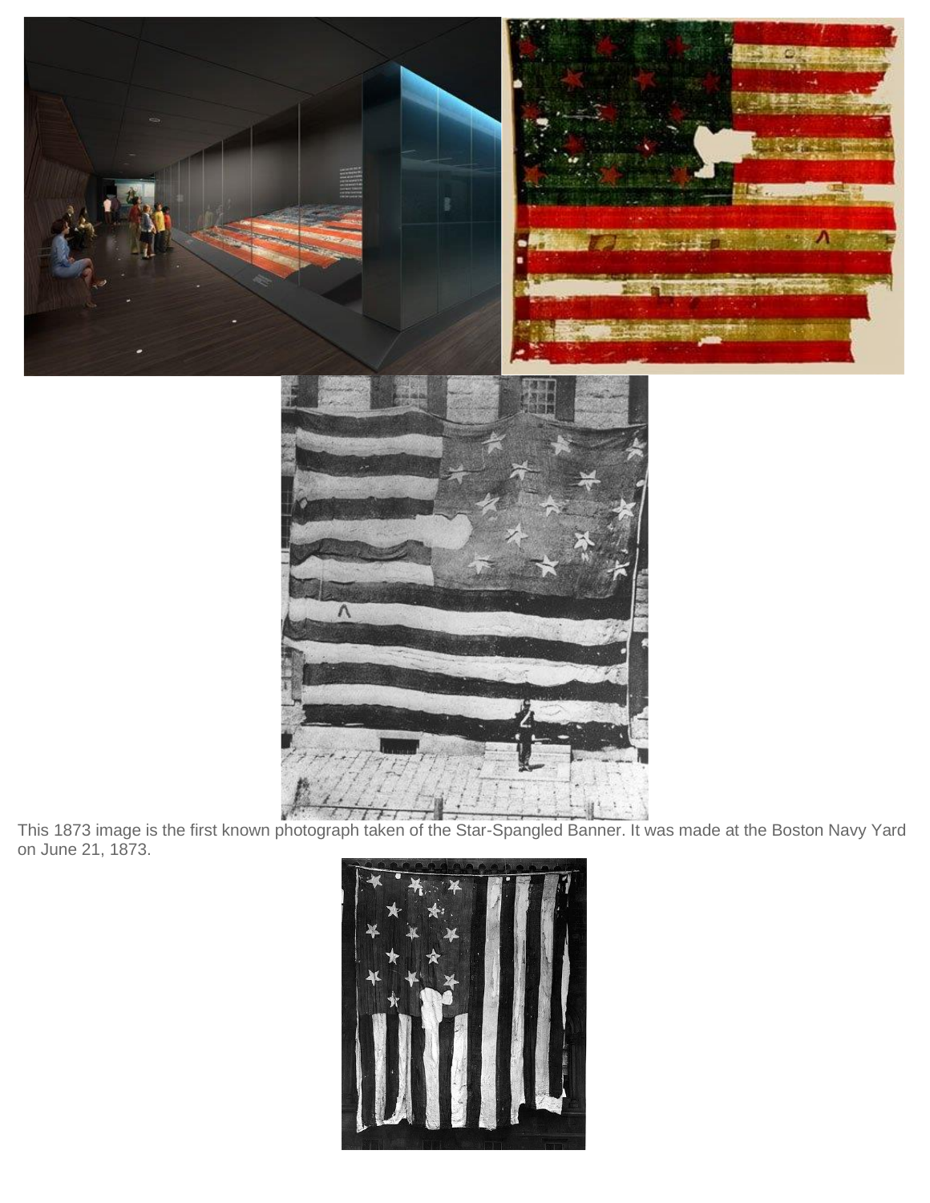This 1873 image is the first known photograph taken of the Star-Spangled Banner. It was made at the Boston Navy Yard on June 21, 1873.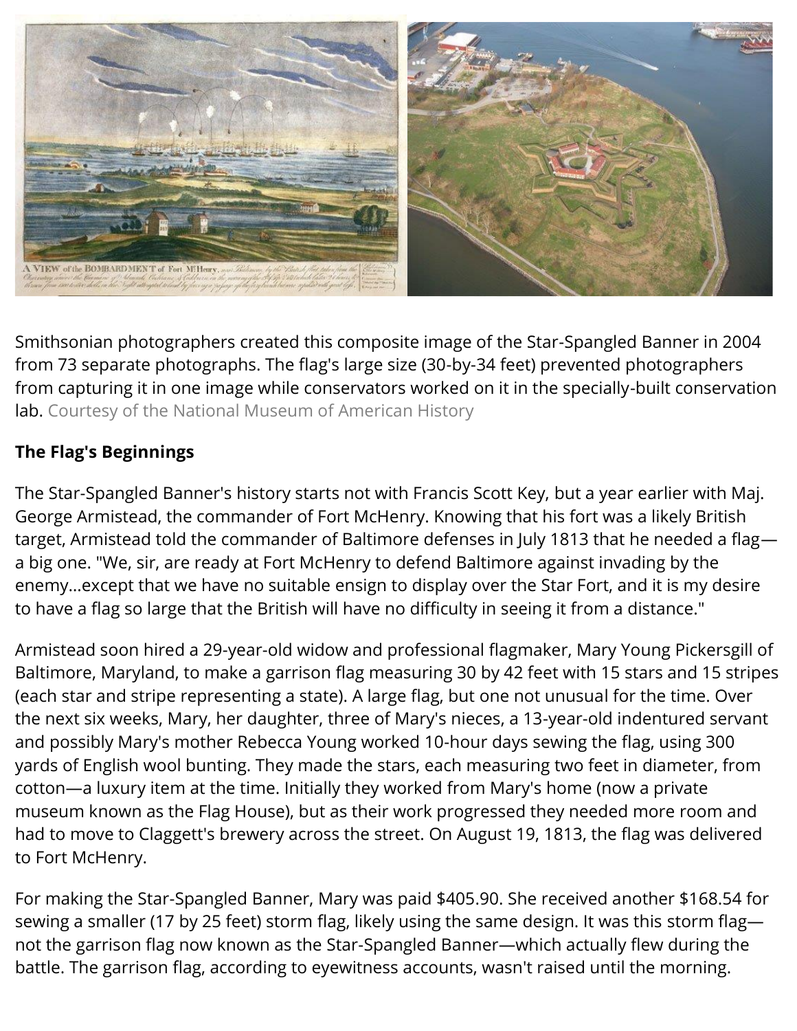Smithsonian photographers created this composite image of the Star-Spangled Banner in 2004 from 73 separate photographs. The flag's large size (30-by-34 feet) prevented photographers from capturing it in one image while conservators worked on it in the specially-built conservation lab. Courtesy of the National Museum of American History

**The Flag's Beginnings**

The Star-Spangled Banner's history starts not with Francis Scott Key, but a year earlier with Maj. George Armistead, the commander of Fort McHenry. Knowing that his fort was a likely British target, Armistead told the commander of Baltimore defenses in July 1813 that he needed a flag—a big one. "We, sir, are ready at Fort McHenry to defend Baltimore against invading by the enemy…except that we have no suitable ensign to display over the Star Fort, and it is my desire to have a flag so large that the British will have no difficulty in seeing it from a distance."

Armistead soon hired a 29-year-old widow and professional flagmaker, Mary Young Pickersgill of Baltimore, Maryland, to make a garrison flag measuring 30 by 42 feet with 15 stars and 15 stripes (each star and stripe representing a state). A large flag, but one not unusual for the time. Over the next six weeks, Mary, her daughter, three of Mary's nieces, a 13-year-old indentured servant and possibly Mary's mother Rebecca Young worked 10-hour days sewing the flag, using 300 yards of English wool bunting. They made the stars, each measuring two feet in diameter, from cotton—a luxury item at the time. Initially they worked from Mary's home (now a private museum known as the Flag House), but as their work progressed they needed more room and had to move to Claggett's brewery across the street. On August 19, 1813, the flag was delivered to Fort McHenry.

For making the Star-Spangled Banner, Mary was paid $405.90. She received another $168.54 for sewing a smaller (17 by 25 feet) storm flag, likely using the same design. It was this storm flag—not the garrison flag now known as the Star-Spangled Banner—which actually flew during the battle. The garrison flag, according to eyewitness accounts, wasn't raised until the morning.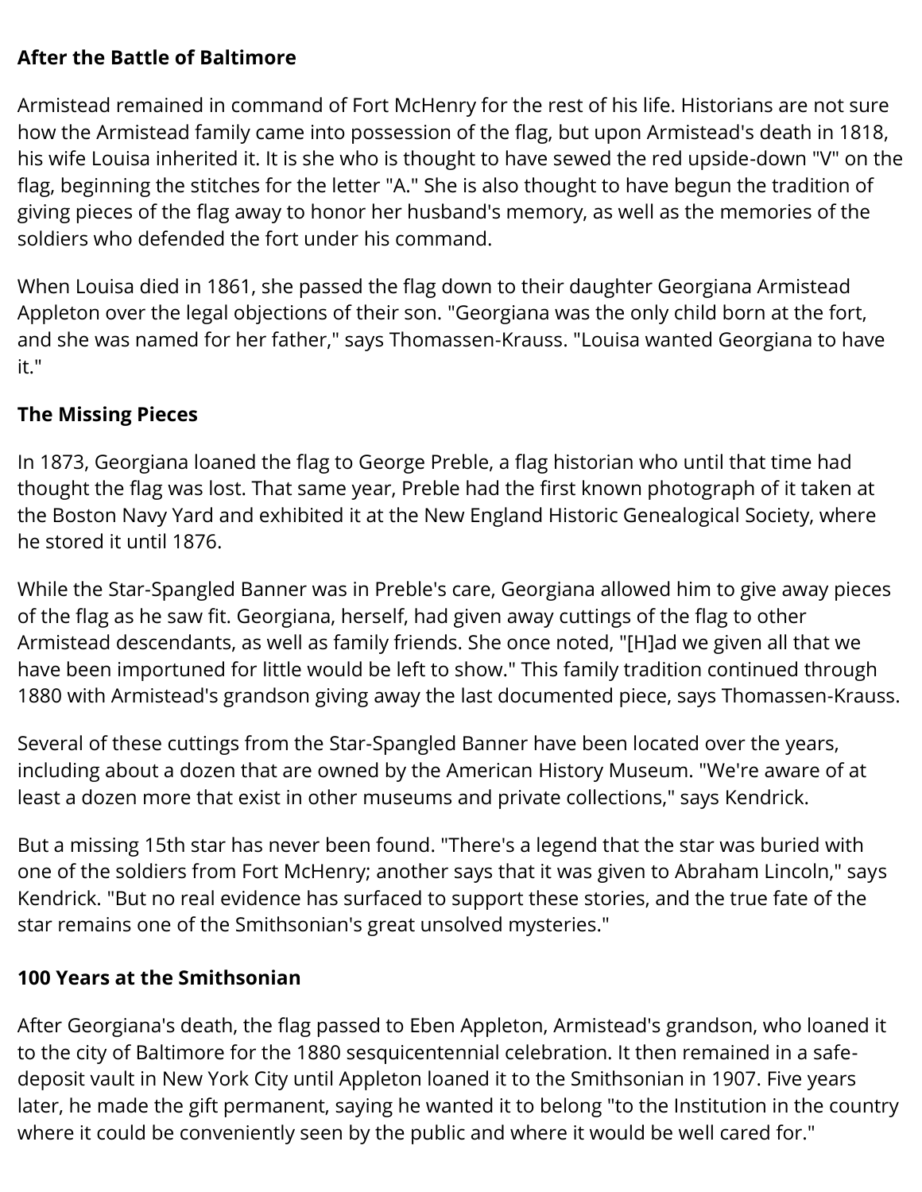**After the Battle of Baltimore**

Armistead remained in command of Fort McHenry for the rest of his life. Historians are not sure how the Armistead family came into possession of the flag, but upon Armistead's death in 1818, his wife Louisa inherited it. It is she who is thought to have sewed the red upside-down "V" on the flag, beginning the stitches for the letter "A." She is also thought to have begun the tradition of giving pieces of the flag away to honor her husband's memory, as well as the memories of the soldiers who defended the fort under his command.

When Louisa died in 1861, she passed the flag down to their daughter Georgiana Armistead Appleton over the legal objections of their son. "Georgiana was the only child born at the fort, and she was named for her father," says Thomassen-Krauss. "Louisa wanted Georgiana to have it."

**The Missing Pieces**

In 1873, Georgiana loaned the flag to George Preble, a flag historian who until that time had thought the flag was lost. That same year, Preble had the first known photograph of it taken at the Boston Navy Yard and exhibited it at the New England Historic Genealogical Society, where he stored it until 1876.

While the Star-Spangled Banner was in Preble's care, Georgiana allowed him to give away pieces of the flag as he saw fit. Georgiana, herself, had given away cuttings of the flag to other Armistead descendants, as well as family friends. She once noted, "[H]ad we given all that we have been importuned for little would be left to show." This family tradition continued through 1880 with Armistead's grandson giving away the last documented piece, says Thomassen-Krauss.

Several of these cuttings from the Star-Spangled Banner have been located over the years, including about a dozen that are owned by the American History Museum. "We're aware of at least a dozen more that exist in other museums and private collections," says Kendrick.

But a missing 15th star has never been found. "There's a legend that the star was buried with one of the soldiers from Fort McHenry; another says that it was given to Abraham Lincoln," says Kendrick. "But no real evidence has surfaced to support these stories, and the true fate of the star remains one of the Smithsonian's great unsolved mysteries."

**100 Years at the Smithsonian**

After Georgiana's death, the flag passed to Eben Appleton, Armistead's grandson, who loaned it to the city of Baltimore for the 1880 sesquicentennial celebration. It then remained in a safe-deposit vault in New York City until Appleton loaned it to the Smithsonian in 1907. Five years later, he made the gift permanent, saying he wanted it to belong "to the Institution in the country where it could be conveniently seen by the public and where it would be well cared for."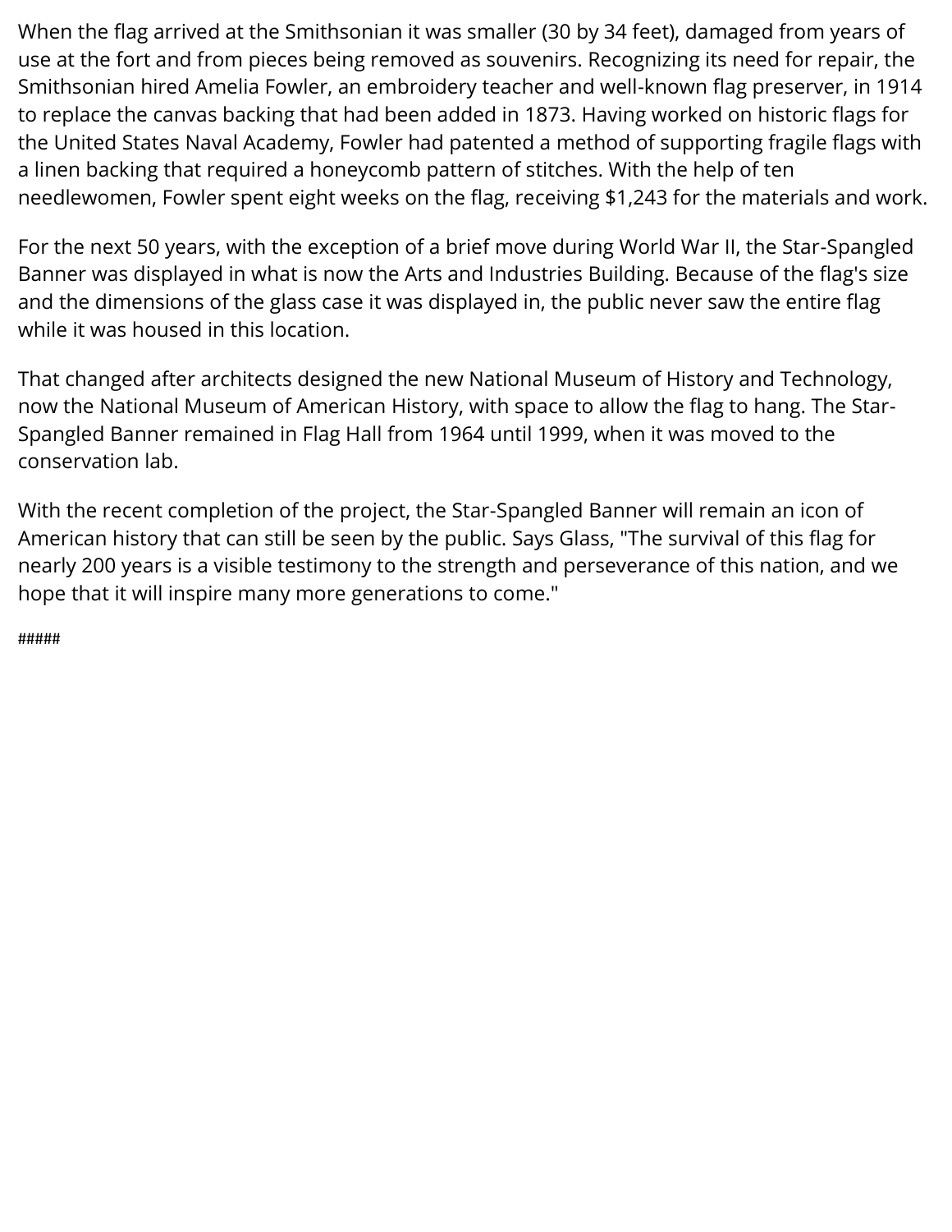When the flag arrived at the Smithsonian it was smaller (30 by 34 feet), damaged from years of use at the fort and from pieces being removed as souvenirs. Recognizing its need for repair, the Smithsonian hired Amelia Fowler, an embroidery teacher and well-known flag preserver, in 1914 to replace the canvas backing that had been added in 1873. Having worked on historic flags for the United States Naval Academy, Fowler had patented a method of supporting fragile flags with a linen backing that required a honeycomb pattern of stitches. With the help of ten needlewomen, Fowler spent eight weeks on the flag, receiving $1,243 for the materials and work.

For the next 50 years, with the exception of a brief move during World War II, the Star-Spangled Banner was displayed in what is now the Arts and Industries Building. Because of the flag's size and the dimensions of the glass case it was displayed in, the public never saw the entire flag while it was housed in this location.

That changed after architects designed the new National Museum of History and Technology, now the National Museum of American History, with space to allow the flag to hang. The Star-Spangled Banner remained in Flag Hall from 1964 until 1999, when it was moved to the conservation lab.

With the recent completion of the project, the Star-Spangled Banner will remain an icon of American history that can still be seen by the public. Says Glass, "The survival of this flag for nearly 200 years is a visible testimony to the strength and perseverance of this nation, and we hope that it will inspire many more generations to come."

#####